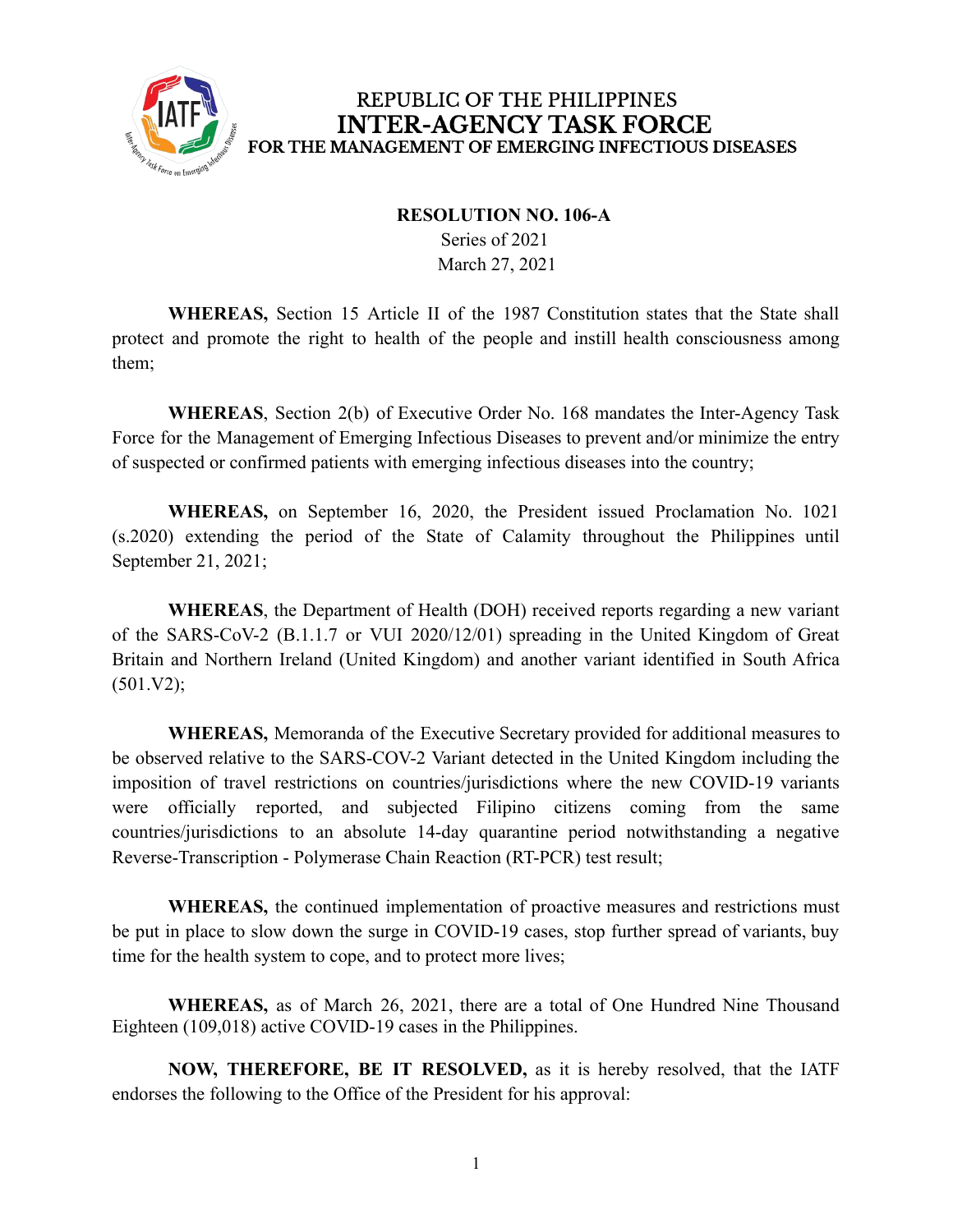REPUBLIC OF THE PHILIPPINES
# INTER-AGENCY TASK FORCE
## FOR THE MANAGEMENT OF EMERGING INFECTIOUS DISEASES

**RESOLUTION NO. 106-A**
Series of 2021
March 27, 2021

**WHEREAS,** Section 15 Article II of the 1987 Constitution states that the State shall protect and promote the right to health of the people and instill health consciousness among them;

**WHEREAS**, Section 2(b) of Executive Order No. 168 mandates the Inter-Agency Task Force for the Management of Emerging Infectious Diseases to prevent and/or minimize the entry of suspected or confirmed patients with emerging infectious diseases into the country;

**WHEREAS,** on September 16, 2020, the President issued Proclamation No. 1021 (s.2020) extending the period of the State of Calamity throughout the Philippines until September 21, 2021;

**WHEREAS**, the Department of Health (DOH) received reports regarding a new variant of the SARS-CoV-2 (B.1.1.7 or VUI 2020/12/01) spreading in the United Kingdom of Great Britain and Northern Ireland (United Kingdom) and another variant identified in South Africa (501.V2);

**WHEREAS,** Memoranda of the Executive Secretary provided for additional measures to be observed relative to the SARS-COV-2 Variant detected in the United Kingdom including the imposition of travel restrictions on countries/jurisdictions where the new COVID-19 variants were officially reported, and subjected Filipino citizens coming from the same countries/jurisdictions to an absolute 14-day quarantine period notwithstanding a negative Reverse-Transcription - Polymerase Chain Reaction (RT-PCR) test result;

**WHEREAS,** the continued implementation of proactive measures and restrictions must be put in place to slow down the surge in COVID-19 cases, stop further spread of variants, buy time for the health system to cope, and to protect more lives;

**WHEREAS,** as of March 26, 2021, there are a total of One Hundred Nine Thousand Eighteen (109,018) active COVID-19 cases in the Philippines.

**NOW, THEREFORE, BE IT RESOLVED,** as it is hereby resolved, that the IATF endorses the following to the Office of the President for his approval: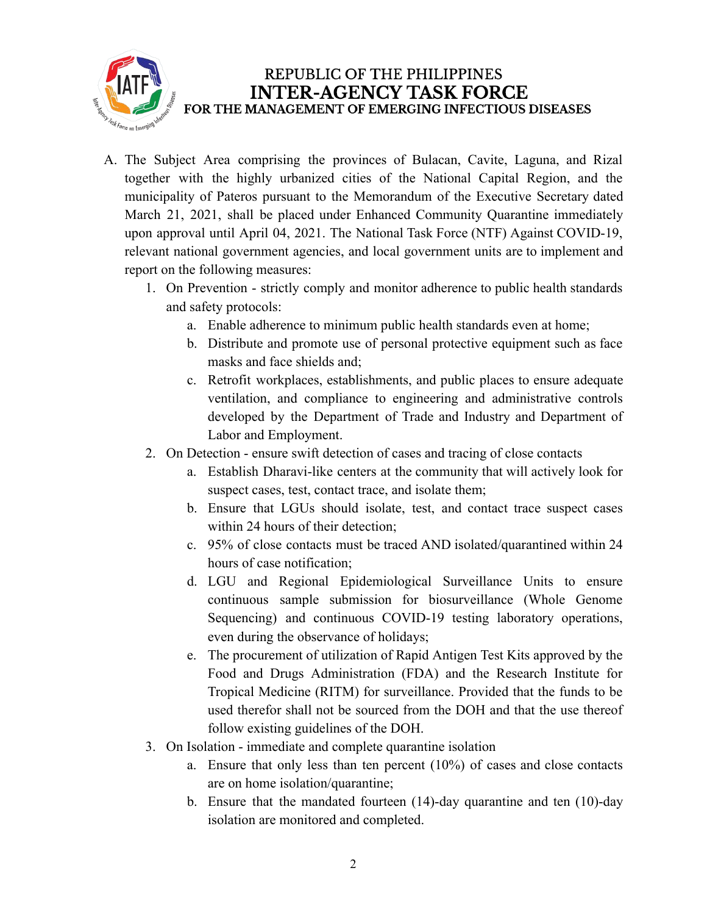A. The Subject Area comprising the provinces of Bulacan, Cavite, Laguna, and Rizal together with the highly urbanized cities of the National Capital Region, and the municipality of Pateros pursuant to the Memorandum of the Executive Secretary dated March 21, 2021, shall be placed under Enhanced Community Quarantine immediately upon approval until April 04, 2021. The National Task Force (NTF) Against COVID-19, relevant national government agencies, and local government units are to implement and report on the following measures:

   1. On Prevention - strictly comply and monitor adherence to public health standards and safety protocols:
      a. Enable adherence to minimum public health standards even at home;
      b. Distribute and promote use of personal protective equipment such as face masks and face shields and;
      c. Retrofit workplaces, establishments, and public places to ensure adequate ventilation, and compliance to engineering and administrative controls developed by the Department of Trade and Industry and Department of Labor and Employment.
   2. On Detection - ensure swift detection of cases and tracing of close contacts
      a. Establish Dharavi-like centers at the community that will actively look for suspect cases, test, contact trace, and isolate them;
      b. Ensure that LGUs should isolate, test, and contact trace suspect cases within 24 hours of their detection;
      c. 95% of close contacts must be traced AND isolated/quarantined within 24 hours of case notification;
      d. LGU and Regional Epidemiological Surveillance Units to ensure continuous sample submission for biosurveillance (Whole Genome Sequencing) and continuous COVID-19 testing laboratory operations, even during the observance of holidays;
      e. The procurement of utilization of Rapid Antigen Test Kits approved by the Food and Drugs Administration (FDA) and the Research Institute for Tropical Medicine (RITM) for surveillance. Provided that the funds to be used therefor shall not be sourced from the DOH and that the use thereof follow existing guidelines of the DOH.
   3. On Isolation - immediate and complete quarantine isolation
      a. Ensure that only less than ten percent (10%) of cases and close contacts are on home isolation/quarantine;
      b. Ensure that the mandated fourteen (14)-day quarantine and ten (10)-day isolation are monitored and completed.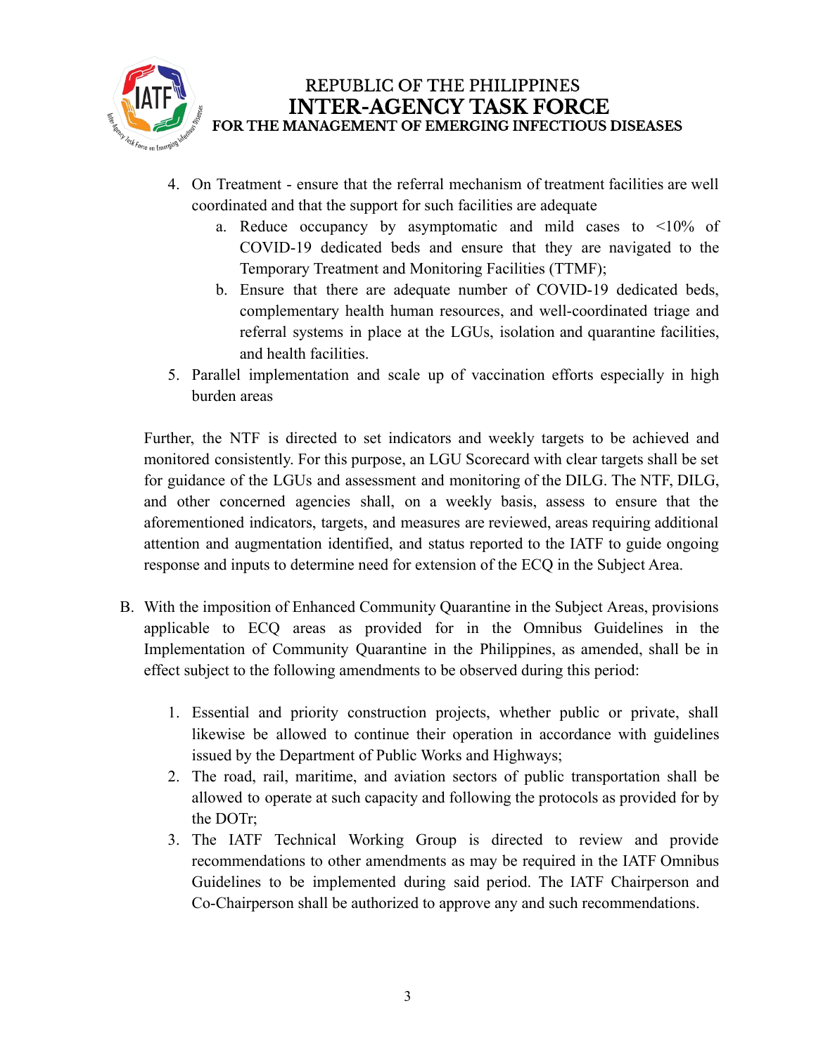4. On Treatment - ensure that the referral mechanism of treatment facilities are well coordinated and that the support for such facilities are adequate
    a. Reduce occupancy by asymptomatic and mild cases to <10% of COVID-19 dedicated beds and ensure that they are navigated to the Temporary Treatment and Monitoring Facilities (TTMF);
    b. Ensure that there are adequate number of COVID-19 dedicated beds, complementary health human resources, and well-coordinated triage and referral systems in place at the LGUs, isolation and quarantine facilities, and health facilities.
5. Parallel implementation and scale up of vaccination efforts especially in high burden areas

Further, the NTF is directed to set indicators and weekly targets to be achieved and monitored consistently. For this purpose, an LGU Scorecard with clear targets shall be set for guidance of the LGUs and assessment and monitoring of the DILG. The NTF, DILG, and other concerned agencies shall, on a weekly basis, assess to ensure that the aforementioned indicators, targets, and measures are reviewed, areas requiring additional attention and augmentation identified, and status reported to the IATF to guide ongoing response and inputs to determine need for extension of the ECQ in the Subject Area.

B. With the imposition of Enhanced Community Quarantine in the Subject Areas, provisions applicable to ECQ areas as provided for in the Omnibus Guidelines in the Implementation of Community Quarantine in the Philippines, as amended, shall be in effect subject to the following amendments to be observed during this period:

    1. Essential and priority construction projects, whether public or private, shall likewise be allowed to continue their operation in accordance with guidelines issued by the Department of Public Works and Highways;
    2. The road, rail, maritime, and aviation sectors of public transportation shall be allowed to operate at such capacity and following the protocols as provided for by the DOTr;
    3. The IATF Technical Working Group is directed to review and provide recommendations to other amendments as may be required in the IATF Omnibus Guidelines to be implemented during said period. The IATF Chairperson and Co-Chairperson shall be authorized to approve any and such recommendations.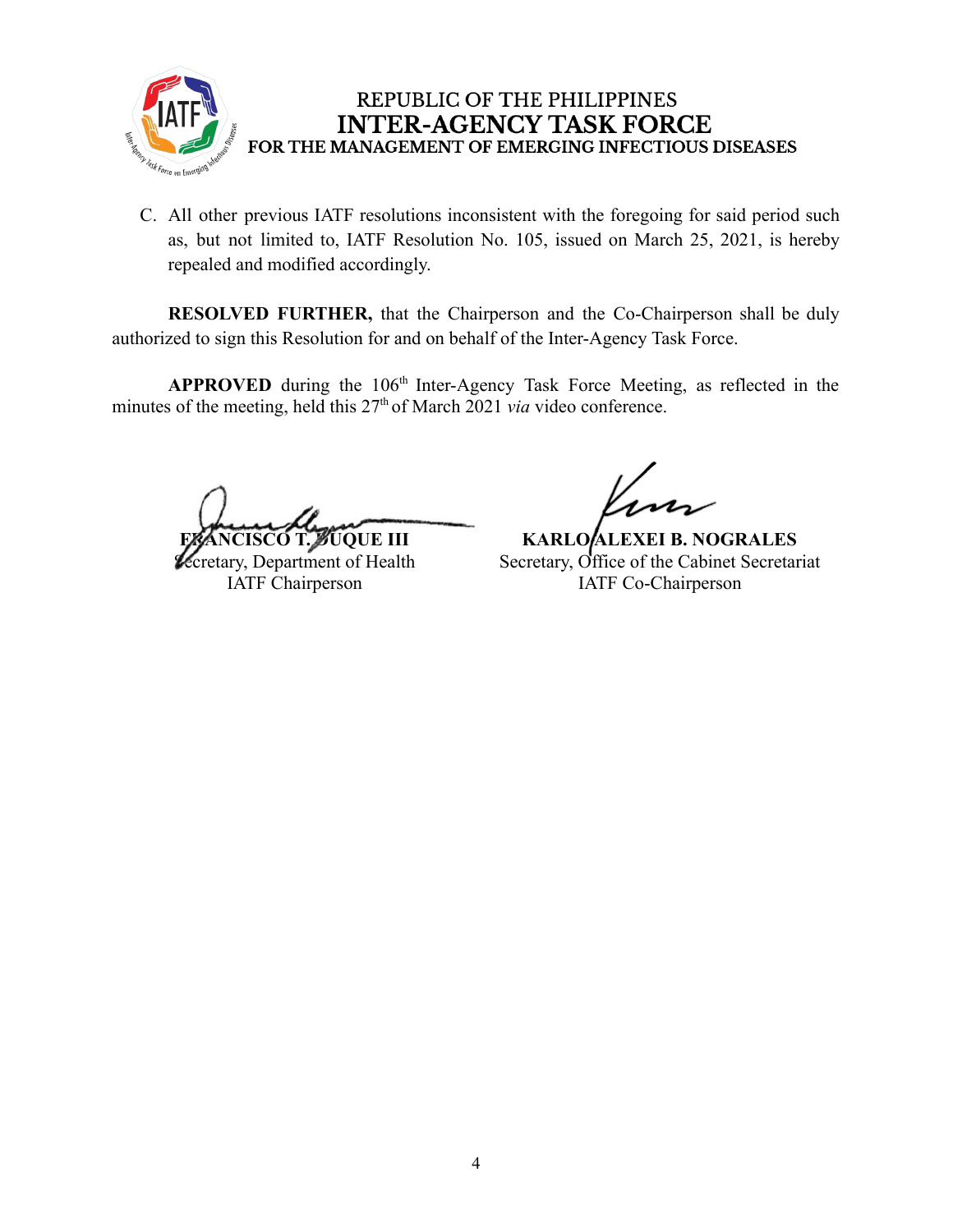C. All other previous IATF resolutions inconsistent with the foregoing for said period such as, but not limited to, IATF Resolution No. 105, issued on March 25, 2021, is hereby repealed and modified accordingly.

**RESOLVED FURTHER,** that the Chairperson and the Co-Chairperson shall be duly authorized to sign this Resolution for and on behalf of the Inter-Agency Task Force.

**APPROVED** during the 106th Inter-Agency Task Force Meeting, as reflected in the minutes of the meeting, held this 27th of March 2021 *via* video conference.

**FRANCISCO T. DUQUE III**
Secretary, Department of Health
IATF Chairperson

**KARLO ALEXEI B. NOGRALES**
Secretary, Office of the Cabinet Secretariat
IATF Co-Chairperson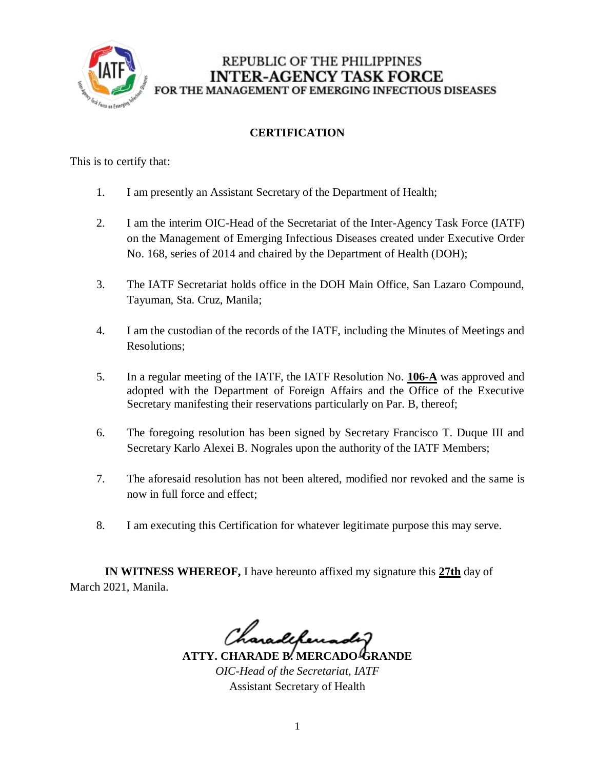REPUBLIC OF THE PHILIPPINES
**INTER-AGENCY TASK FORCE**
FOR THE MANAGEMENT OF EMERGING INFECTIOUS DISEASES

## CERTIFICATION

This is to certify that:

1. I am presently an Assistant Secretary of the Department of Health;

2. I am the interim OIC-Head of the Secretariat of the Inter-Agency Task Force (IATF) on the Management of Emerging Infectious Diseases created under Executive Order No. 168, series of 2014 and chaired by the Department of Health (DOH);

3. The IATF Secretariat holds office in the DOH Main Office, San Lazaro Compound, Tayuman, Sta. Cruz, Manila;

4. I am the custodian of the records of the IATF, including the Minutes of Meetings and Resolutions;

5. In a regular meeting of the IATF, the IATF Resolution No. **106-A** was approved and adopted with the Department of Foreign Affairs and the Office of the Executive Secretary manifesting their reservations particularly on Par. B, thereof;

6. The foregoing resolution has been signed by Secretary Francisco T. Duque III and Secretary Karlo Alexei B. Nograles upon the authority of the IATF Members;

7. The aforesaid resolution has not been altered, modified nor revoked and the same is now in full force and effect;

8. I am executing this Certification for whatever legitimate purpose this may serve.

**IN WITNESS WHEREOF,** I have hereunto affixed my signature this **27th** day of March 2021, Manila.

**ATTY. CHARADE B. MERCADO-GRANDE**
*OIC-Head of the Secretariat, IATF*
Assistant Secretary of Health